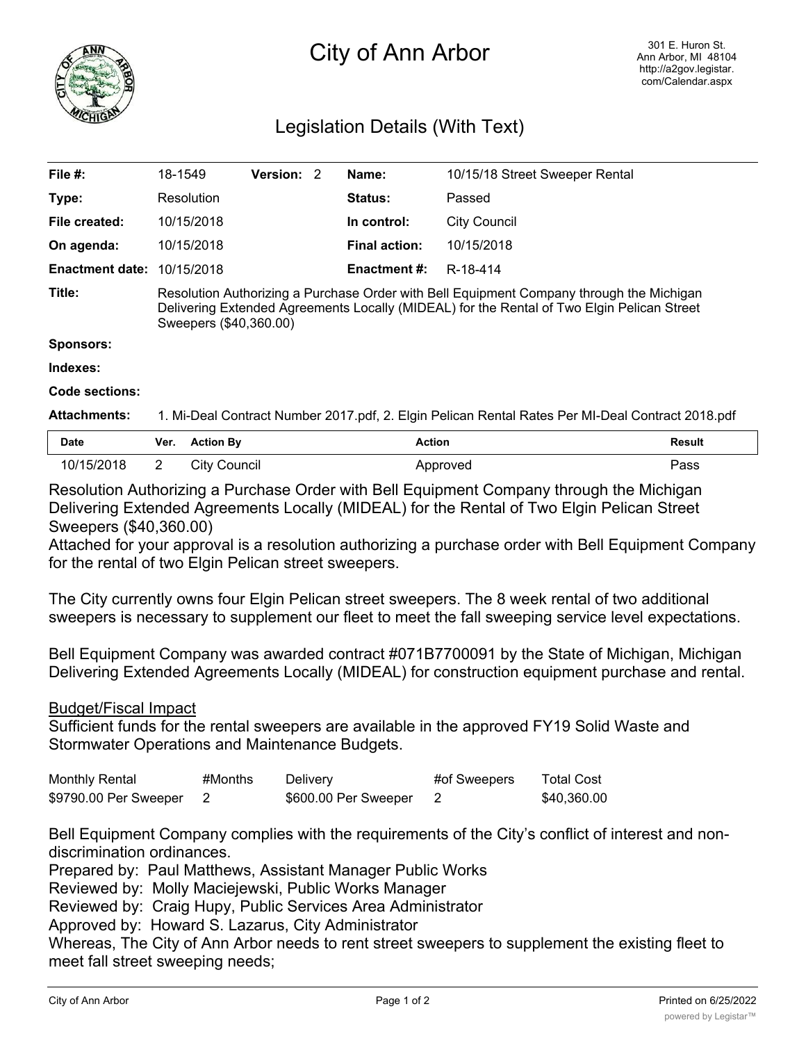# City of Ann Arbor

301 E. Huron St.
Ann Arbor, MI 48104
http://a2gov.legistar.com/Calendar.aspx

## Legislation Details (With Text)

| | | | | | |
|---|---|---|---|---|---|
| **File #:** | 18-1549 | **Version:** | 2 | **Name:** | 10/15/18 Street Sweeper Rental |
| **Type:** | Resolution | | | **Status:** | Passed |
| **File created:** | 10/15/2018 | | | **In control:** | City Council |
| **On agenda:** | 10/15/2018 | | | **Final action:** | 10/15/2018 |
| **Enactment date:** | 10/15/2018 | | | **Enactment #:** | R-18-414 |

**Title:** Resolution Authorizing a Purchase Order with Bell Equipment Company through the Michigan Delivering Extended Agreements Locally (MIDEAL) for the Rental of Two Elgin Pelican Street Sweepers ($40,360.00)

**Sponsors:**

**Indexes:**

**Code sections:**

**Attachments:** 1. Mi-Deal Contract Number 2017.pdf, 2. Elgin Pelican Rental Rates Per MI-Deal Contract 2018.pdf

| Date | Ver. | Action By | Action | Result |
|---|---|---|---|---|
| 10/15/2018 | 2 | City Council | Approved | Pass |

Resolution Authorizing a Purchase Order with Bell Equipment Company through the Michigan Delivering Extended Agreements Locally (MIDEAL) for the Rental of Two Elgin Pelican Street Sweepers ($40,360.00)

Attached for your approval is a resolution authorizing a purchase order with Bell Equipment Company for the rental of two Elgin Pelican street sweepers.

The City currently owns four Elgin Pelican street sweepers. The 8 week rental of two additional sweepers is necessary to supplement our fleet to meet the fall sweeping service level expectations.

Bell Equipment Company was awarded contract #071B7700091 by the State of Michigan, Michigan Delivering Extended Agreements Locally (MIDEAL) for construction equipment purchase and rental.

Budget/Fiscal Impact

Sufficient funds for the rental sweepers are available in the approved FY19 Solid Waste and Stormwater Operations and Maintenance Budgets.

| Monthly Rental | #Months | Delivery | #of Sweepers | Total Cost |
|---|---|---|---|---|
| $9790.00 Per Sweeper | 2 | $600.00 Per Sweeper | 2 | $40,360.00 |

Bell Equipment Company complies with the requirements of the City's conflict of interest and non-discrimination ordinances.

Prepared by: Paul Matthews, Assistant Manager Public Works
Reviewed by: Molly Maciejewski, Public Works Manager
Reviewed by: Craig Hupy, Public Services Area Administrator
Approved by: Howard S. Lazarus, City Administrator

Whereas, The City of Ann Arbor needs to rent street sweepers to supplement the existing fleet to meet fall street sweeping needs;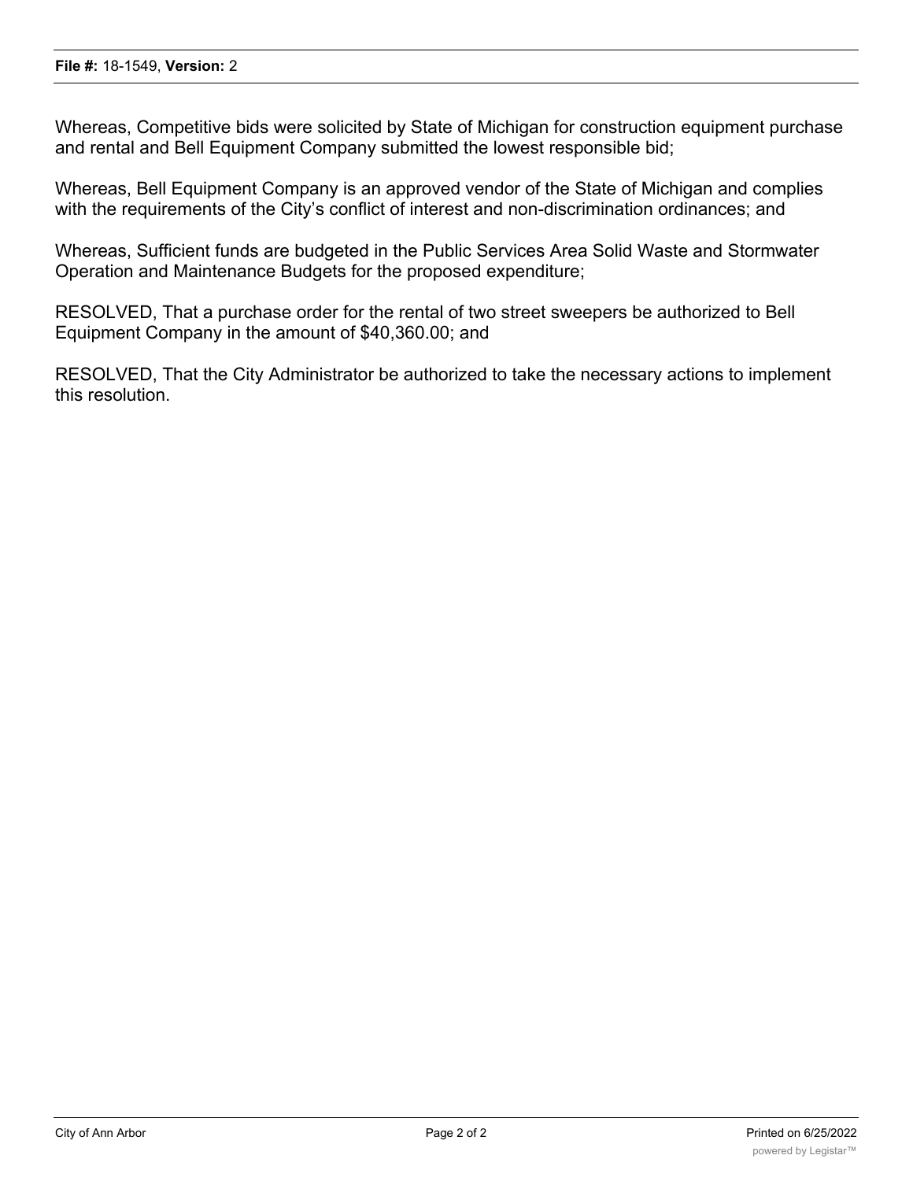Whereas, Competitive bids were solicited by State of Michigan for construction equipment purchase and rental and Bell Equipment Company submitted the lowest responsible bid;

Whereas, Bell Equipment Company is an approved vendor of the State of Michigan and complies with the requirements of the City's conflict of interest and non-discrimination ordinances; and

Whereas, Sufficient funds are budgeted in the Public Services Area Solid Waste and Stormwater Operation and Maintenance Budgets for the proposed expenditure;

RESOLVED, That a purchase order for the rental of two street sweepers be authorized to Bell Equipment Company in the amount of $40,360.00; and

RESOLVED, That the City Administrator be authorized to take the necessary actions to implement this resolution.